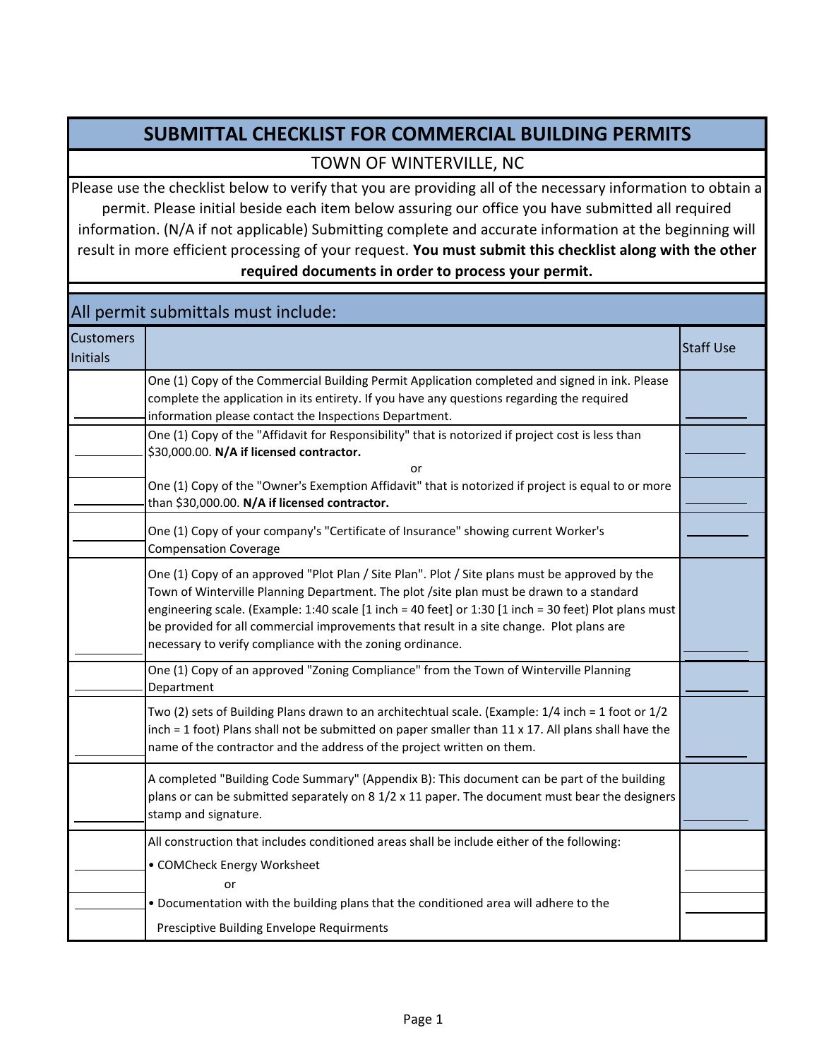# SUBMITTAL CHECKLIST FOR COMMERCIAL BUILDING PERMITS

## TOWN OF WINTERVILLE, NC

Please use the checklist below to verify that you are providing all of the necessary information to obtain a permit. Please initial beside each item below assuring our office you have submitted all required information. (N/A if not applicable) Submitting complete and accurate information at the beginning will result in more efficient processing of your request. **You must submit this checklist along with the other required documents in order to process your permit.**

## All permit submittals must include:

| Customers Initials | | Staff Use |
|---|---|---|
| ________ | One (1) Copy of the Commercial Building Permit Application completed and signed in ink. Please complete the application in its entirety. If you have any questions regarding the required information please contact the Inspections Department. | ________ |
| ________ | One (1) Copy of the "Affidavit for Responsibility" that is notorized if project cost is less than $30,000.00. **N/A if licensed contractor.** | ________ |
| | or | |
| ________ | One (1) Copy of the "Owner's Exemption Affidavit" that is notorized if project is equal to or more than $30,000.00. **N/A if licensed contractor.** | ________ |
| ________ | One (1) Copy of your company's "Certificate of Insurance" showing current Worker's Compensation Coverage | ________ |
| ________ | One (1) Copy of an approved "Plot Plan / Site Plan". Plot / Site plans must be approved by the Town of Winterville Planning Department. The plot /site plan must be drawn to a standard engineering scale. (Example: 1:40 scale [1 inch = 40 feet] or 1:30 [1 inch = 30 feet) Plot plans must be provided for all commercial improvements that result in a site change. Plot plans are necessary to verify compliance with the zoning ordinance. | ________ |
| ________ | One (1) Copy of an approved "Zoning Compliance" from the Town of Winterville Planning Department | ________ |
| ________ | Two (2) sets of Building Plans drawn to an architechtual scale. (Example: 1/4 inch = 1 foot or 1/2 inch = 1 foot) Plans shall not be submitted on paper smaller than 11 x 17. All plans shall have the name of the contractor and the address of the project written on them. | ________ |
| ________ | A completed "Building Code Summary" (Appendix B): This document can be part of the building plans or can be submitted separately on 8 1/2 x 11 paper. The document must bear the designers stamp and signature. | ________ |
| | All construction that includes conditioned areas shall be include either of the following: | |
| ________ | • COMCheck Energy Worksheet | ________ |
| | or | |
| ________ | • Documentation with the building plans that the conditioned area will adhere to the Presciptive Building Envelope Requirments | ________ |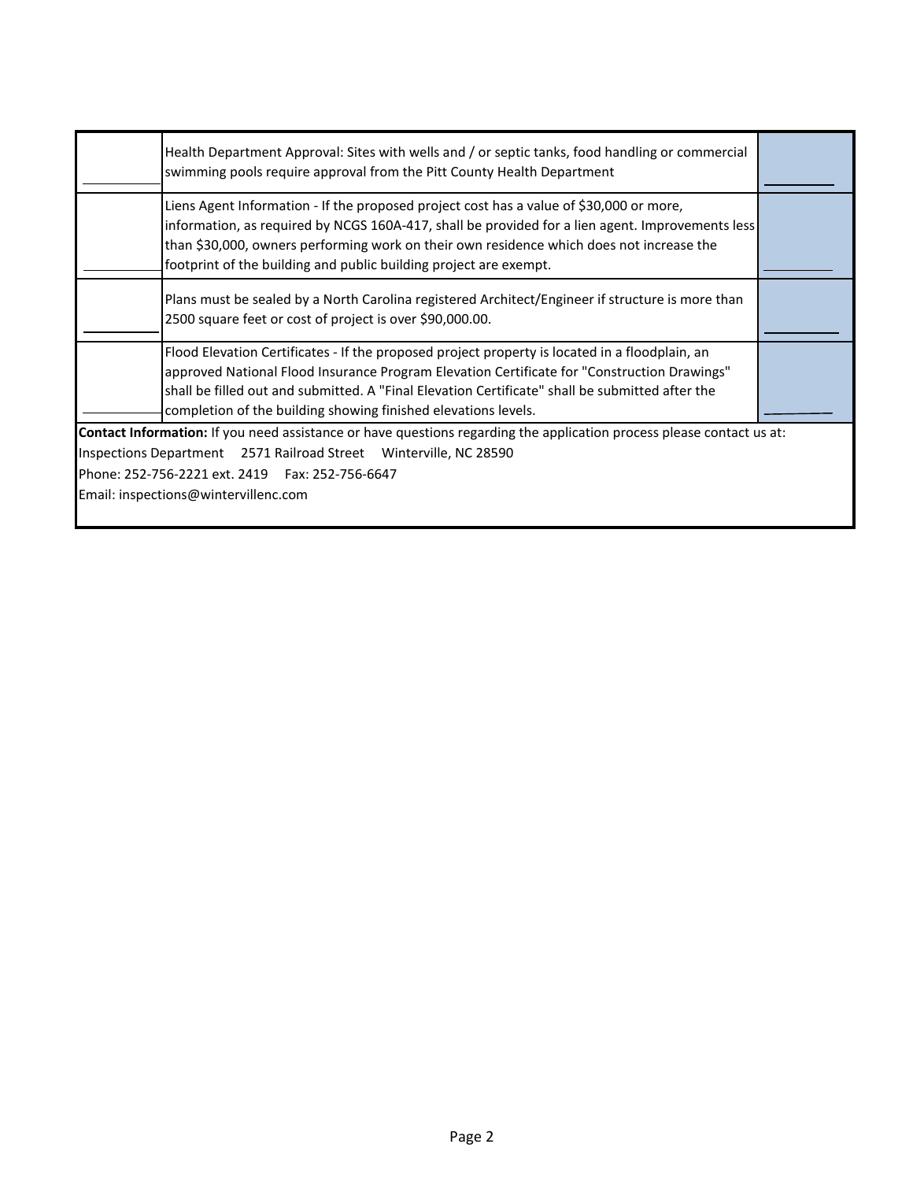| | | |
|---|---|---|
| ________ | Health Department Approval: Sites with wells and / or septic tanks, food handling or commercial swimming pools require approval from the Pitt County Health Department | ________ |
| ________ | Liens Agent Information - If the proposed project cost has a value of $30,000 or more, information, as required by NCGS 160A-417, shall be provided for a lien agent. Improvements less than $30,000, owners performing work on their own residence which does not increase the footprint of the building and public building project are exempt. | ________ |
| ________ | Plans must be sealed by a North Carolina registered Architect/Engineer if structure is more than 2500 square feet or cost of project is over $90,000.00. | ________ |
| ________ | Flood Elevation Certificates - If the proposed project property is located in a floodplain, an approved National Flood Insurance Program Elevation Certificate for "Construction Drawings" shall be filled out and submitted. A "Final Elevation Certificate" shall be submitted after the completion of the building showing finished elevations levels. | ________ |

**Contact Information:** If you need assistance or have questions regarding the application process please contact us at:

Inspections Department 2571 Railroad Street Winterville, NC 28590

Phone: 252-756-2221 ext. 2419 Fax: 252-756-6647

Email: inspections@wintervillenc.com